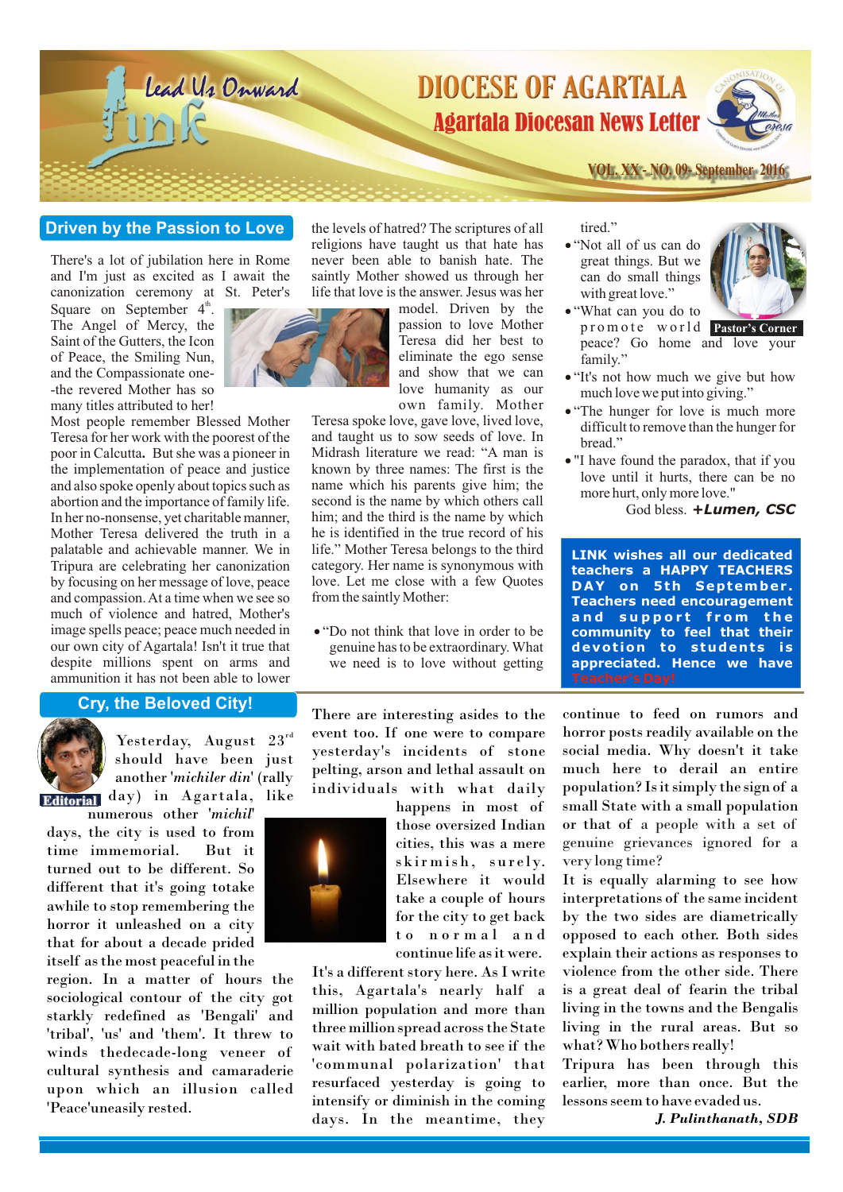# DIOCESE OF AGARTALA

## Agartala Diocesan News Letter

Lead Us Onward — Link

VOL. XX - NO. 09- September 2016

## Driven by the Passion to Love

There's a lot of jubilation here in Rome and I'm just as excited as I await the canonization ceremony at St. Peter's Square on September 4th. The Angel of Mercy, the Saint of the Gutters, the Icon of Peace, the Smiling Nun, and the Compassionate one--the revered Mother has so many titles attributed to her!

Most people remember Blessed Mother Teresa for her work with the poorest of the poor in Calcutta. But she was a pioneer in the implementation of peace and justice and also spoke openly about topics such as abortion and the importance of family life. In her no-nonsense, yet charitable manner, Mother Teresa delivered the truth in a palatable and achievable manner. We in Tripura are celebrating her canonization by focusing on her message of love, peace and compassion. At a time when we see so much of violence and hatred, Mother's image spells peace; peace much needed in our own city of Agartala! Isn't it true that despite millions spent on arms and ammunition it has not been able to lower the levels of hatred? The scriptures of all religions have taught us that hate has never been able to banish hate. The saintly Mother showed us through her life that love is the answer. Jesus was her model. Driven by the passion to love Mother Teresa did her best to eliminate the ego sense and show that we can love humanity as our own family. Mother Teresa spoke love, gave love, lived love, and taught us to sow seeds of love. In Midrash literature we read: "A man is known by three names: The first is the name which his parents give him; the second is the name by which others call him; and the third is the name by which he is identified in the true record of his life." Mother Teresa belongs to the third category. Her name is synonymous with love. Let me close with a few Quotes from the saintly Mother:

- "Do not think that love in order to be genuine has to be extraordinary. What we need is to love without getting tired."
- "Not all of us can do great things. But we can do small things with great love."
- "What can you do to promote world peace? Go home and love your family."
- "It's not how much we give but how much love we put into giving."
- "The hunger for love is much more difficult to remove than the hunger for bread."
- "I have found the paradox, that if you love until it hurts, there can be no more hurt, only more love."

God bless. ***+Lumen, CSC***

Pastor's Corner

**LINK wishes all our dedicated teachers a HAPPY TEACHERS DAY on 5th September. Teachers need encouragement and support from the community to feel that their devotion to students is appreciated. Hence we have Teacher's Day!**

## Cry, the Beloved City!

Editorial

Yesterday, August 23rd should have been just another '*michiler din*' (rally day) in Agartala, like numerous other '*michil*' days, the city is used to from time immemorial. But it turned out to be different. So different that it's going totake awhile to stop remembering the horror it unleashed on a city that for about a decade prided itself as the most peaceful in the region. In a matter of hours the sociological contour of the city got starkly redefined as 'Bengali' and 'tribal', 'us' and 'them'. It threw to winds thedecade-long veneer of cultural synthesis and camaraderie upon which an illusion called 'Peace'uneasily rested.

There are interesting asides to the event too. If one were to compare yesterday's incidents of stone pelting, arson and lethal assault on individuals with what daily happens in most of those oversized Indian cities, this was a mere skirmish, surely. Elsewhere it would take a couple of hours for the city to get back to normal and continue life as it were.

It's a different story here. As I write this, Agartala's nearly half a million population and more than three million spread across the State wait with bated breath to see if the 'communal polarization' that resurfaced yesterday is going to intensify or diminish in the coming days. In the meantime, they continue to feed on rumors and horror posts readily available on the social media. Why doesn't it take much here to derail an entire population? Is it simply the sign of a small State with a small population or that of a people with a set of genuine grievances ignored for a very long time?

It is equally alarming to see how interpretations of the same incident by the two sides are diametrically opposed to each other. Both sides explain their actions as responses to violence from the other side. There is a great deal of fearin the tribal living in the towns and the Bengalis living in the rural areas. But so what? Who bothers really!

Tripura has been through this earlier, more than once. But the lessons seem to have evaded us.

***J. Pulinthanath, SDB***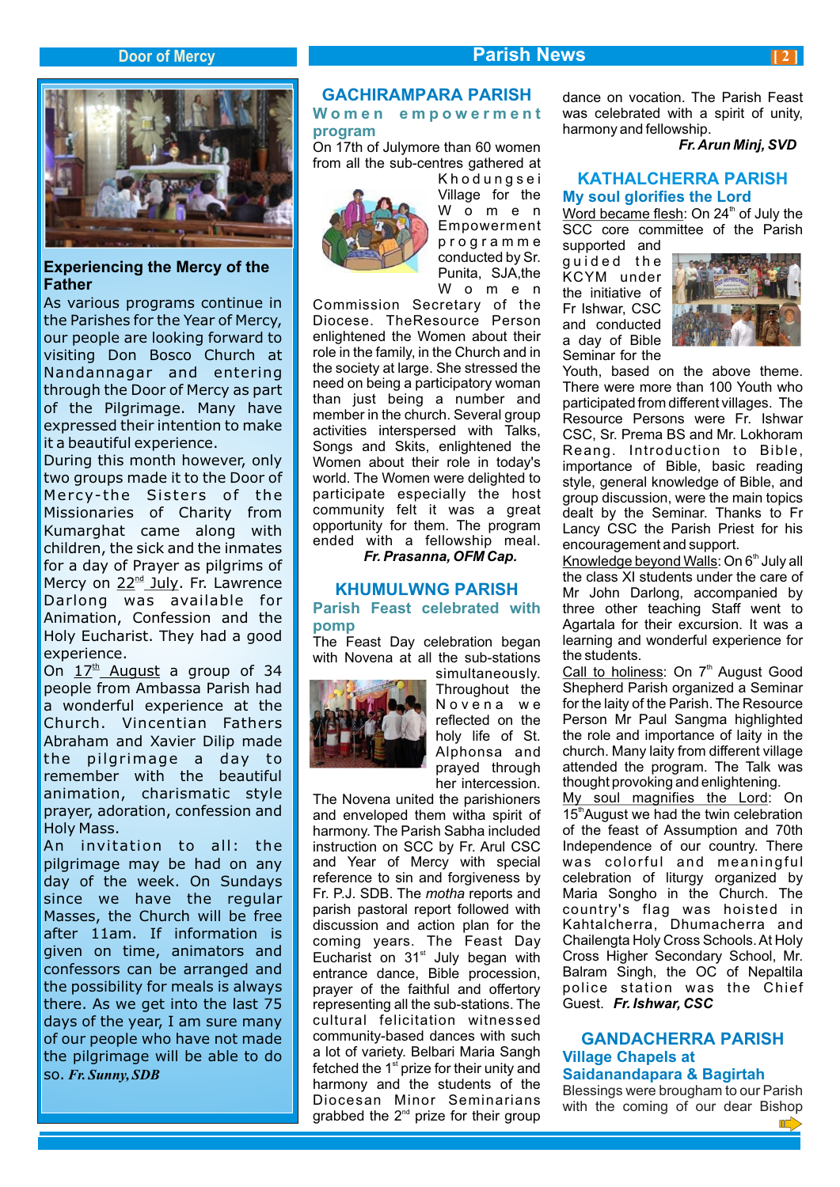## Experiencing the Mercy of the Father

As various programs continue in the Parishes for the Year of Mercy, our people are looking forward to visiting Don Bosco Church at Nandannagar and entering through the Door of Mercy as part of the Pilgrimage. Many have expressed their intention to make it a beautiful experience.

During this month however, only two groups made it to the Door of Mercy-the Sisters of the Missionaries of Charity from Kumarghat came along with children, the sick and the inmates for a day of Prayer as pilgrims of Mercy on 22nd July. Fr. Lawrence Darlong was available for Animation, Confession and the Holy Eucharist. They had a good experience.

On 17th August a group of 34 people from Ambassa Parish had a wonderful experience at the Church. Vincentian Fathers Abraham and Xavier Dilip made the pilgrimage a day to remember with the beautiful animation, charismatic style prayer, adoration, confession and Holy Mass.

An invitation to all: the pilgrimage may be had on any day of the week. On Sundays since we have the regular Masses, the Church will be free after 11am. If information is given on time, animators and confessors can be arranged and the possibility for meals is always there. As we get into the last 75 days of the year, I am sure many of our people who have not made the pilgrimage will be able to do so. ***Fr. Sunny, SDB***

# Parish News

## GACHIRAMPARA PARISH

### Women empowerment program

On 17th of Julymore than 60 women from all the sub-centres gathered at Khodungsei Village for the Women Empowerment programme conducted by Sr. Punita, SJA,the Women Commission Secretary of the Diocese. TheResource Person enlightened the Women about their role in the family, in the Church and in the society at large. She stressed the need on being a participatory woman than just being a number and member in the church. Several group activities interspersed with Talks, Songs and Skits, enlightened the Women about their role in today's world. The Women were delighted to participate especially the host community felt it was a great opportunity for them. The program ended with a fellowship meal.

***Fr. Prasanna, OFM Cap.***

## KHUMULWNG PARISH

### Parish Feast celebrated with pomp

The Feast Day celebration began with Novena at all the sub-stations simultaneously. Throughout the Novena we reflected on the holy life of St. Alphonsa and prayed through her intercession. The Novena united the parishioners and enveloped them witha spirit of harmony. The Parish Sabha included instruction on SCC by Fr. Arul CSC and Year of Mercy with special reference to sin and forgiveness by Fr. P.J. SDB. The *motha* reports and parish pastoral report followed with discussion and action plan for the coming years. The Feast Day Eucharist on 31st July began with entrance dance, Bible procession, prayer of the faithful and offertory representing all the sub-stations. The cultural felicitation witnessed community-based dances with such a lot of variety. Belbari Maria Sangh fetched the 1st prize for their unity and harmony and the students of the Diocesan Minor Seminarians grabbed the 2nd prize for their group dance on vocation. The Parish Feast was celebrated with a spirit of unity, harmony and fellowship.

***Fr. Arun Minj, SVD***

## KATHALCHERRA PARISH

### My soul glorifies the Lord

Word became flesh: On 24th of July the SCC core committee of the Parish supported and guided the KCYM under the initiative of Fr Ishwar, CSC and conducted a day of Bible Seminar for the Youth, based on the above theme. There were more than 100 Youth who participated from different villages. The Resource Persons were Fr. Ishwar CSC, Sr. Prema BS and Mr. Lokhoram Reang. Introduction to Bible, importance of Bible, basic reading style, general knowledge of Bible, and group discussion, were the main topics dealt by the Seminar. Thanks to Fr Lancy CSC the Parish Priest for his encouragement and support.

Knowledge beyond Walls: On 6th July all the class XI students under the care of Mr John Darlong, accompanied by three other teaching Staff went to Agartala for their excursion. It was a learning and wonderful experience for the students.

Call to holiness: On 7th August Good Shepherd Parish organized a Seminar for the laity of the Parish. The Resource Person Mr Paul Sangma highlighted the role and importance of laity in the church. Many laity from different village attended the program. The Talk was thought provoking and enlightening.

My soul magnifies the Lord: On 15th August we had the twin celebration of the feast of Assumption and 70th Independence of our country. There was colorful and meaningful celebration of liturgy organized by Maria Songho in the Church. The country's flag was hoisted in Kahtalcherra, Dhumacherra and Chailengta Holy Cross Schools. At Holy Cross Higher Secondary School, Mr. Balram Singh, the OC of Nepaltila police station was the Chief Guest. ***Fr. Ishwar, CSC***

## GANDACHERRA PARISH

### Village Chapels at Saidanandapara & Bagirtah

Blessings were broughtam to our Parish with the coming of our dear Bishop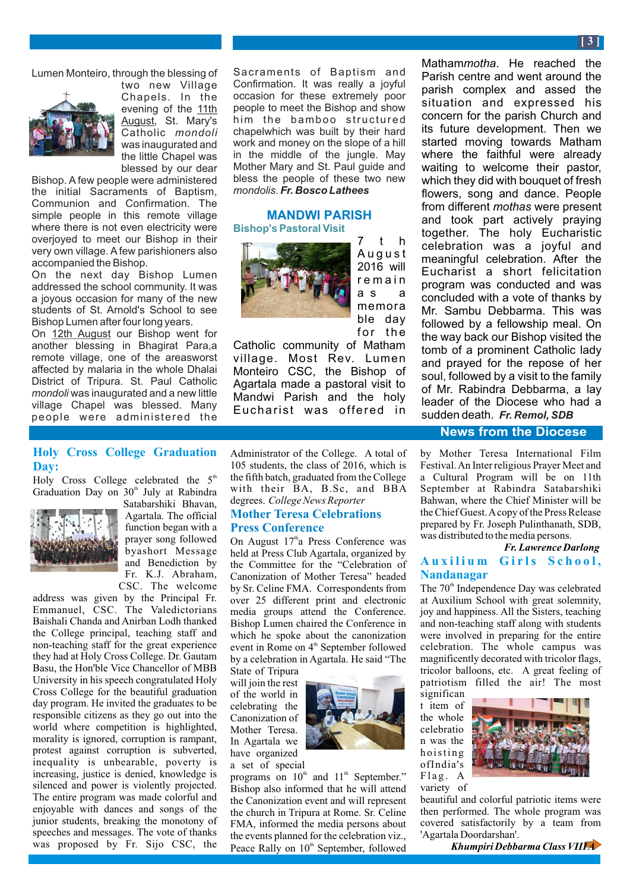Lumen Monteiro, through the blessing of two new Village Chapels. In the evening of the 11th August, St. Mary's Catholic *mondoli* was inaugurated and the little Chapel was blessed by our dear Bishop. A few people were administered the initial Sacraments of Baptism, Communion and Confirmation. The simple people in this remote village where there is not even electricity were overjoyed to meet our Bishop in their very own village. A few parishioners also accompanied the Bishop.

On the next day Bishop Lumen addressed the school community. It was a joyous occasion for many of the new students of St. Arnold's School to see Bishop Lumen after four long years.

On 12th August our Bishop went for another blessing in Bhagirat Para,a remote village, one of the areasworst affected by malaria in the whole Dhalai District of Tripura. St. Paul Catholic *mondoli* was inaugurated and a new little village Chapel was blessed. Many people were administered the Sacraments of Baptism and Confirmation. It was really a joyful occasion for these extremely poor people to meet the Bishop and show him the bamboo structured chapelwhich was built by their hard work and money on the slope of a hill in the middle of the jungle. May Mother Mary and St. Paul guide and bless the people of these two new *mondolis*. ***Fr. Bosco Lathees***

## MANDWI PARISH

### Bishop's Pastoral Visit

7th August 2016 will remain as a memorable day for the Catholic community of Matham village. Most Rev. Lumen Monteiro CSC, the Bishop of Agartala made a pastoral visit to Mandwi Parish and the holy Eucharist was offered in Matham*motha*. He reached the Parish centre and went around the parish complex and assed the situation and expressed his concern for the parish Church and its future development. Then we started moving towards Matham where the faithful were already waiting to welcome their pastor, which they did with bouquet of fresh flowers, song and dance. People from different *mothas* were present and took part actively praying together. The holy Eucharistic celebration was a joyful and meaningful celebration. After the Eucharist a short felicitation program was conducted and was concluded with a vote of thanks by Mr. Sambu Debbarma. This was followed by a fellowship meal. On the way back our Bishop visited the tomb of a prominent Catholic lady and prayed for the repose of her soul, followed by a visit to the family of Mr. Rabindra Debbarma, a lay leader of the Diocese who had a sudden death. ***Fr. Remol, SDB***

# News from the Diocese

## Holy Cross College Graduation Day:

Holy Cross College celebrated the 5th Graduation Day on 30th July at Rabindra Satabarshiki Bhavan, Agartala. The official function began with a prayer song followed byashort Message and Benediction by Fr. K.J. Abraham, CSC. The welcome address was given by the Principal Fr. Emmanuel, CSC. The Valedictorians Baishali Chanda and Anirban Lodh thanked the College principal, teaching staff and non-teaching staff for the great experience they had at Holy Cross College. Dr. Gautam Basu, the Hon'ble Vice Chancellor of MBB University in his speech congratulated Holy Cross College for the beautiful graduation day program. He invited the graduates to be responsible citizens as they go out into the world where competition is highlighted, morality is ignored, corruption is rampant, protest against corruption is subverted, inequality is unbearable, poverty is increasing, justice is denied, knowledge is silenced and power is violently projected. The entire program was made colorful and enjoyable with dances and songs of the junior students, breaking the monotony of speeches and messages. The vote of thanks was proposed by Fr. Sijo CSC, the Administrator of the College. A total of 105 students, the class of 2016, which is the fifth batch, graduated from the College with their BA, B.Sc, and BBA degrees. *College News Reporter*

## Mother Teresa Celebrations Press Conference

On August 17th a Press Conference was held at Press Club Agartala, organized by the Committee for the "Celebration of Canonization of Mother Teresa" headed by Sr. Celine FMA. Correspondents from over 25 different print and electronic media groups attend the Conference. Bishop Lumen chaired the Conference in which he spoke about the canonization event in Rome on 4th September followed by a celebration in Agartala. He said "The State of Tripura will join the rest of the world in celebrating the Canonization of Mother Teresa. In Agartala we have organized a set of special programs on 10th and 11th September." Bishop also informed that he will attend the Canonization event and will represent the church in Tripura at Rome. Sr. Celine FMA, informed the media persons about the events planned for the celebration viz., Peace Rally on 10th September, followed by Mother Teresa International Film Festival. An Inter religious Prayer Meet and a Cultural Program will be on 11th September at Rabindra Satabarshiki Bahwan, where the Chief Minister will be the Chief Guest. A copy of the Press Release prepared by Fr. Joseph Pulinthanath, SDB, was distributed to the media persons.

***Fr. Lawrence Darlong***

## Auxilium Girls School, Nandanagar

The 70th Independence Day was celebrated at Auxilium School with great solemnity, joy and happiness. All the Sisters, teaching and non-teaching staff along with students were involved in preparing for the entire celebration. The whole campus was magnificently decorated with tricolor flags, tricolor balloons, etc. A great feeling of patriotism filled the air! The most significant item of the whole celebration was the hoisting of India's Flag. A variety of beautiful and colorful patriotic items were then performed. The whole program was covered satisfactorily by a team from 'Agartala Doordarshan'.

***Khumpiri Debbarma Class VIII A***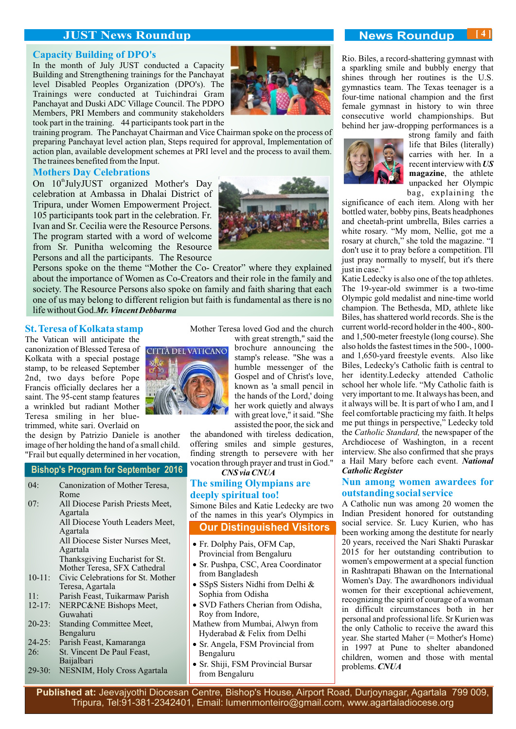## JUST News Roundup

### Capacity Building of DPO's

In the month of July JUST conducted a Capacity Building and Strengthening trainings for the Panchayat level Disabled Peoples Organization (DPO's). The Trainings were conducted at Tuichindrai Gram Panchayat and Duski ADC Village Council. The PDPO Members, PRI Members and community stakeholders took part in the training. 44 participants took part in the training program. The Panchayat Chairman and Vice Chairman spoke on the process of preparing Panchayat level action plan, Steps required for approval, Implementation of action plan, available development schemes at PRI level and the process to avail them. The trainees benefited from the Input.

### Mothers Day Celebrations

On 10th July JUST organized Mother's Day celebration at Ambassa in Dhalai District of Tripura, under Women Empowerment Project. 105 participants took part in the celebration. Fr. Ivan and Sr. Cecilia were the Resource Persons. The program started with a word of welcome from Sr. Punitha welcoming the Resource Persons and all the participants. The Resource Persons spoke on the theme "Mother the Co- Creator" where they explained about the importance of Women as Co-Creators and their role in the family and society. The Resource Persons also spoke on family and faith sharing that each one of us may belong to different religion but faith is fundamental as there is no life without God. ***Mr. Vincent Debbarma***

### St. Teresa of Kolkata stamp

The Vatican will anticipate the canonization of Blessed Teresa of Kolkata with a special postage stamp, to be released September 2nd, two days before Pope Francis officially declares her a saint. The 95-cent stamp features a wrinkled but radiant Mother Teresa smiling in her blue-trimmed, white sari. Overlaid on the design by Patrizio Daniele is another image of her holding the hand of a small child. "Frail but equally determined in her vocation, Mother Teresa loved God and the church with great strength," said the brochure announcing the stamp's release. "She was a humble messenger of the Gospel and of Christ's love, known as 'a small pencil in the hands of the Lord,' doing her work quietly and always with great love," it said. "She assisted the poor, the sick and the abandoned with tireless dedication, offering smiles and simple gestures, finding strength to persevere with her vocation through prayer and trust in God."

***CNS via CNUA***

### Bishop's Program for September 2016

| | |
|---|---|
| 04: | Canonization of Mother Teresa, Rome |
| 07: | All Diocese Parish Priests Meet, Agartala |
| | All Diocese Youth Leaders Meet, Agartala |
| | All Diocese Sister Nurses Meet, Agartala |
| | Thanksgiving Eucharist for St. Mother Teresa, SFX Cathedral |
| 10-11: | Civic Celebrations for St. Mother Teresa, Agartala |
| 11: | Parish Feast, Tuikarmaw Parish |
| 12-17: | NERPC&NE Bishops Meet, Guwahati |
| 20-23: | Standing Committee Meet, Bengaluru |
| 24-25: | Parish Feast, Kamaranga |
| 26: | St. Vincent De Paul Feast, Baijalbari |
| 29-30: | NESNIM, Holy Cross Agartala |

### The smiling Olympians are deeply spiritual too!

Simone Biles and Katie Ledecky are two of the names in this year's Olympics in Rio. Biles, a record-shattering gymnast with a sparkling smile and bubbly energy that shines through her routines is the U.S. gymnastics team. The Texas teenager is a four-time national champion and the first female gymnast in history to win three consecutive world championships. But behind her jaw-dropping performances is a strong family and faith life that Biles (literally) carries with her. In a recent interview with ***US magazine***, the athlete unpacked her Olympic bag, explaining the significance of each item. Along with her bottled water, bobby pins, Beats headphones and cheetah-print umbrella, Biles carries a white rosary. "My mom, Nellie, got me a rosary at church," she told the magazine. "I don't use it to pray before a competition. I'll just pray normally to myself, but it's there just in case."

Katie Ledecky is also one of the top athletes. The 19-year-old swimmer is a two-time Olympic gold medalist and nine-time world champion. The Bethesda, MD, athlete like Biles, has shattered world records. She is the current world-record holder in the 400-, 800- and 1,500-meter freestyle (long course). She also holds the fastest times in the 500-, 1000- and 1,650-yard freestyle events. Also like Biles, Ledecky's Catholic faith is central to her identity.Ledecky attended Catholic school her whole life. "My Catholic faith is very important to me. It always has been, and it always will be. It is part of who I am, and I feel comfortable practicing my faith. It helps me put things in perspective," Ledecky told the *Catholic Standard,* the newspaper of the Archdiocese of Washington, in a recent interview. She also confirmed that she prays a Hail Mary before each event. ***National Catholic Register***

### Our Distinguished Visitors

- Fr. Dolphy Pais, OFM Cap, Provincial from Bengaluru
- Sr. Pushpa, CSC, Area Coordinator from Bangladesh
- SSpS Sisters Nidhi from Delhi & Sophia from Odisha
- SVD Fathers Cherian from Odisha, Roy from Indore, Mathew from Mumbai, Alwyn from Hyderabad & Felix from Delhi
- Sr. Angela, FSM Provincial from Bengaluru
- Sr. Shiji, FSM Provincial Bursar from Bengaluru

### Nun among women awardees for outstanding social service

A Catholic nun was among 20 women the Indian President honored for outstanding social service. Sr. Lucy Kurien, who has been working among the destitute for nearly 20 years, received the Nari Shakti Puraskar 2015 for her outstanding contribution to women's empowerment at a special function in Rashtrapati Bhawan on the International Women's Day. The awardhonors individual women for their exceptional achievement, recognizing the spirit of courage of a woman in difficult circumstances both in her personal and professional life. Sr Kurien was the only Catholic to receive the award this year. She started Maher (= Mother's Home) in 1997 at Pune to shelter abandoned children, women and those with mental problems. ***CNUA***

**Published at:** Jeevajyothi Diocesan Centre, Bishop's House, Airport Road, Durjoynagar, Agartala 799 009, Tripura, Tel:91-381-2342401, Email: lumenmonteiro@gmail.com, www.agartaladiocese.org